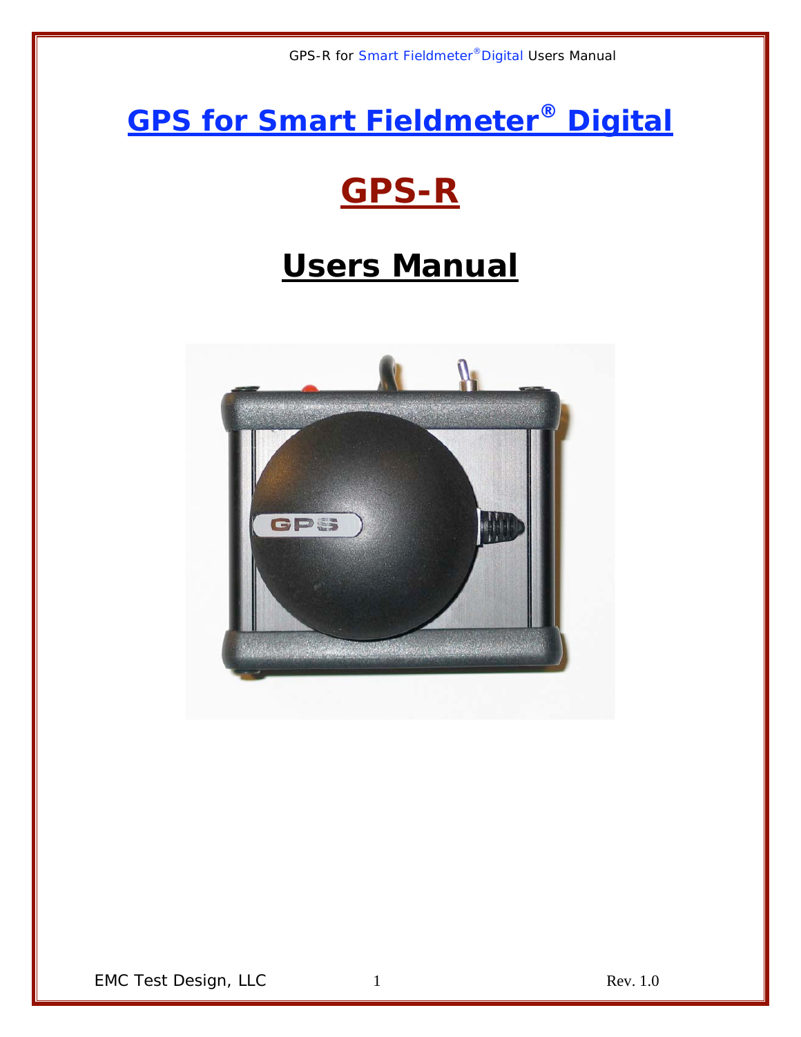# GPS for Smart Fieldmeter® Digital

# GPS-R

# Users Manual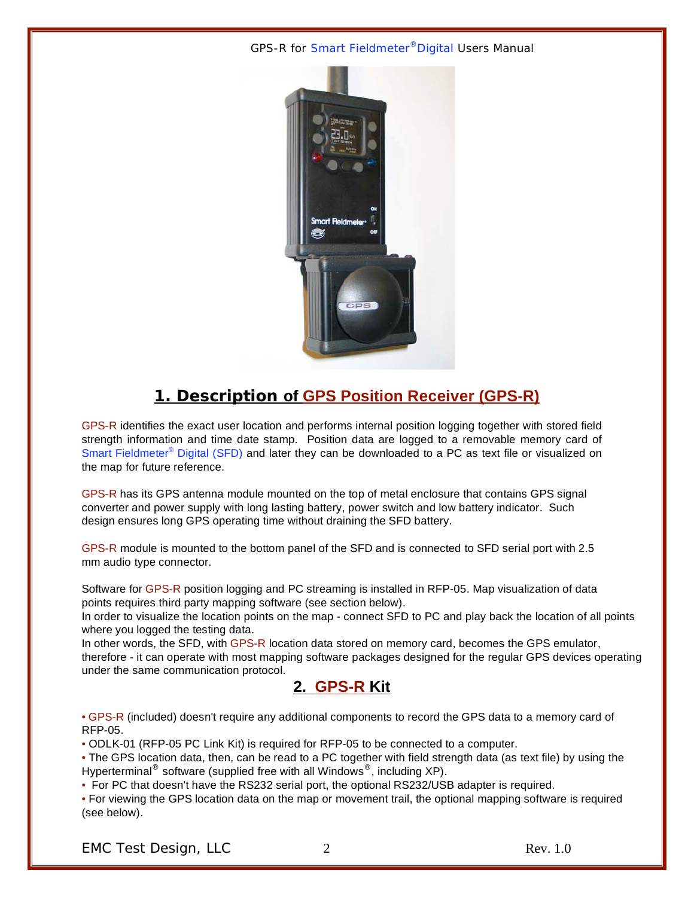## 1. Description of GPS Position Receiver (GPS-R)

GPS-R identifies the exact user location and performs internal position logging together with stored field strength information and time date stamp. Position data are logged to a removable memory card of Smart Fieldmeter® Digital (SFD) and later they can be downloaded to a PC as text file or visualized on the map for future reference.

GPS-R has its GPS antenna module mounted on the top of metal enclosure that contains GPS signal converter and power supply with long lasting battery, power switch and low battery indicator. Such design ensures long GPS operating time without draining the SFD battery.

GPS-R module is mounted to the bottom panel of the SFD and is connected to SFD serial port with 2.5 mm audio type connector.

Software for GPS-R position logging and PC streaming is installed in RFP-05. Map visualization of data points requires third party mapping software (see section below).
In order to visualize the location points on the map - connect SFD to PC and play back the location of all points where you logged the testing data.
In other words, the SFD, with GPS-R location data stored on memory card, becomes the GPS emulator, therefore - it can operate with most mapping software packages designed for the regular GPS devices operating under the same communication protocol.

## 2. GPS-R Kit

- GPS-R (included) doesn't require any additional components to record the GPS data to a memory card of RFP-05.
- ODLK-01 (RFP-05 PC Link Kit) is required for RFP-05 to be connected to a computer.
- The GPS location data, then, can be read to a PC together with field strength data (as text file) by using the Hyperterminal® software (supplied free with all Windows®, including XP).
- For PC that doesn't have the RS232 serial port, the optional RS232/USB adapter is required.
- For viewing the GPS location data on the map or movement trail, the optional mapping software is required (see below).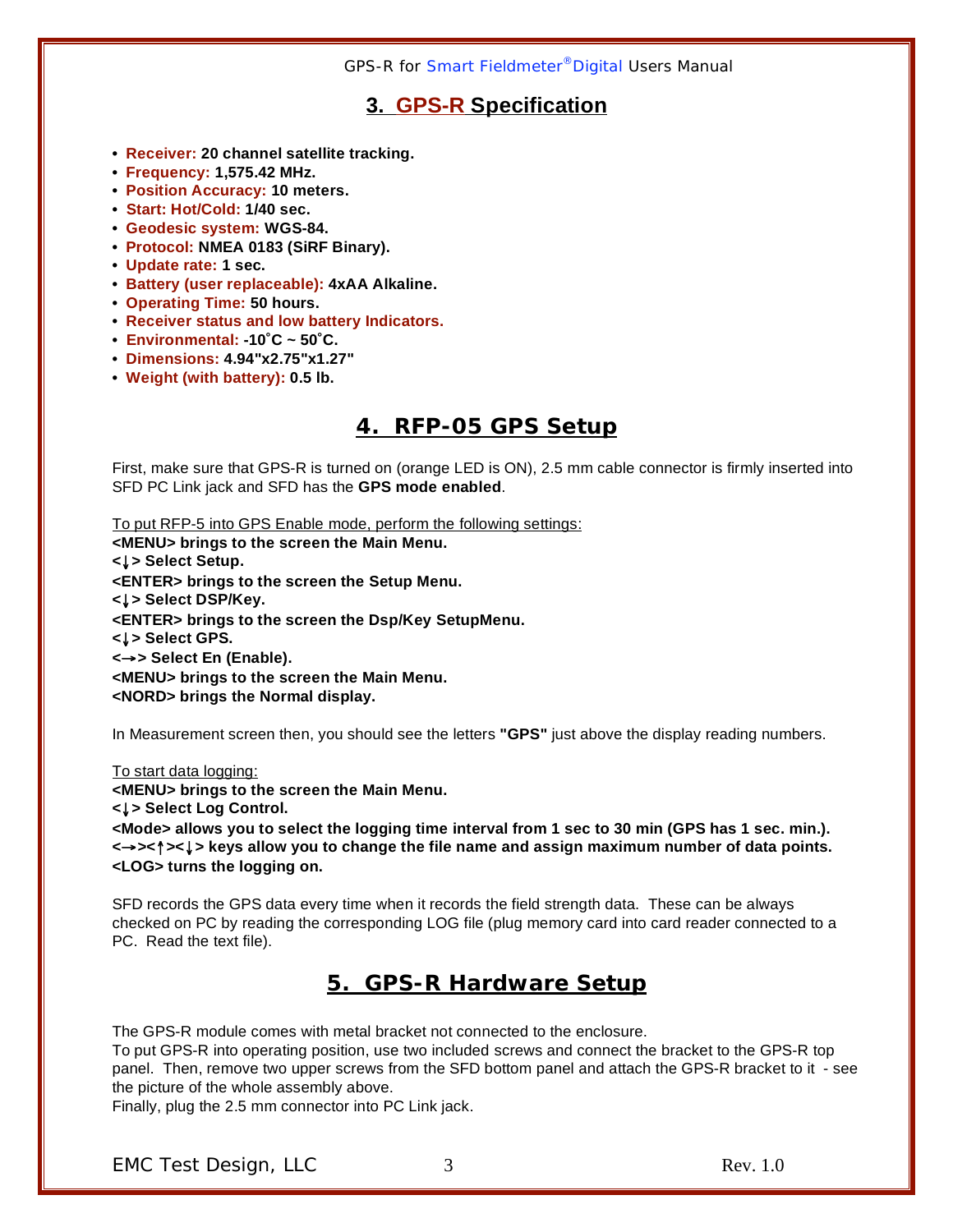## 3. GPS-R Specification

- **Receiver: 20 channel satellite tracking.**
- **Frequency: 1,575.42 MHz.**
- **Position Accuracy: 10 meters.**
- **Start: Hot/Cold: 1/40 sec.**
- **Geodesic system: WGS-84.**
- **Protocol: NMEA 0183 (SiRF Binary).**
- **Update rate: 1 sec.**
- **Battery (user replaceable): 4xAA Alkaline.**
- **Operating Time: 50 hours.**
- **Receiver status and low battery Indicators.**
- **Environmental: -10˚C ~ 50˚C.**
- **Dimensions: 4.94"x2.75"x1.27"**
- **Weight (with battery): 0.5 lb.**

## 4. RFP-05 GPS Setup

First, make sure that GPS-R is turned on (orange LED is ON), 2.5 mm cable connector is firmly inserted into SFD PC Link jack and SFD has the **GPS mode enabled**.

To put RFP-5 into GPS Enable mode, perform the following settings:
**<MENU> brings to the screen the Main Menu.**
**<↓> Select Setup.**
**<ENTER> brings to the screen the Setup Menu.**
**<↓> Select DSP/Key.**
**<ENTER> brings to the screen the Dsp/Key SetupMenu.**
**<↓> Select GPS.**
**<→> Select En (Enable).**
**<MENU> brings to the screen the Main Menu.**
**<NORD> brings the Normal display.**

In Measurement screen then, you should see the letters **"GPS"** just above the display reading numbers.

To start data logging:
**<MENU> brings to the screen the Main Menu.**
**<↓> Select Log Control.**
**<Mode> allows you to select the logging time interval from 1 sec to 30 min (GPS has 1 sec. min.).**
**<→><↑><↓> keys allow you to change the file name and assign maximum number of data points.**
**<LOG> turns the logging on.**

SFD records the GPS data every time when it records the field strength data. These can be always checked on PC by reading the corresponding LOG file (plug memory card into card reader connected to a PC. Read the text file).

## 5. GPS-R Hardware Setup

The GPS-R module comes with metal bracket not connected to the enclosure.
To put GPS-R into operating position, use two included screws and connect the bracket to the GPS-R top panel. Then, remove two upper screws from the SFD bottom panel and attach the GPS-R bracket to it - see the picture of the whole assembly above.
Finally, plug the 2.5 mm connector into PC Link jack.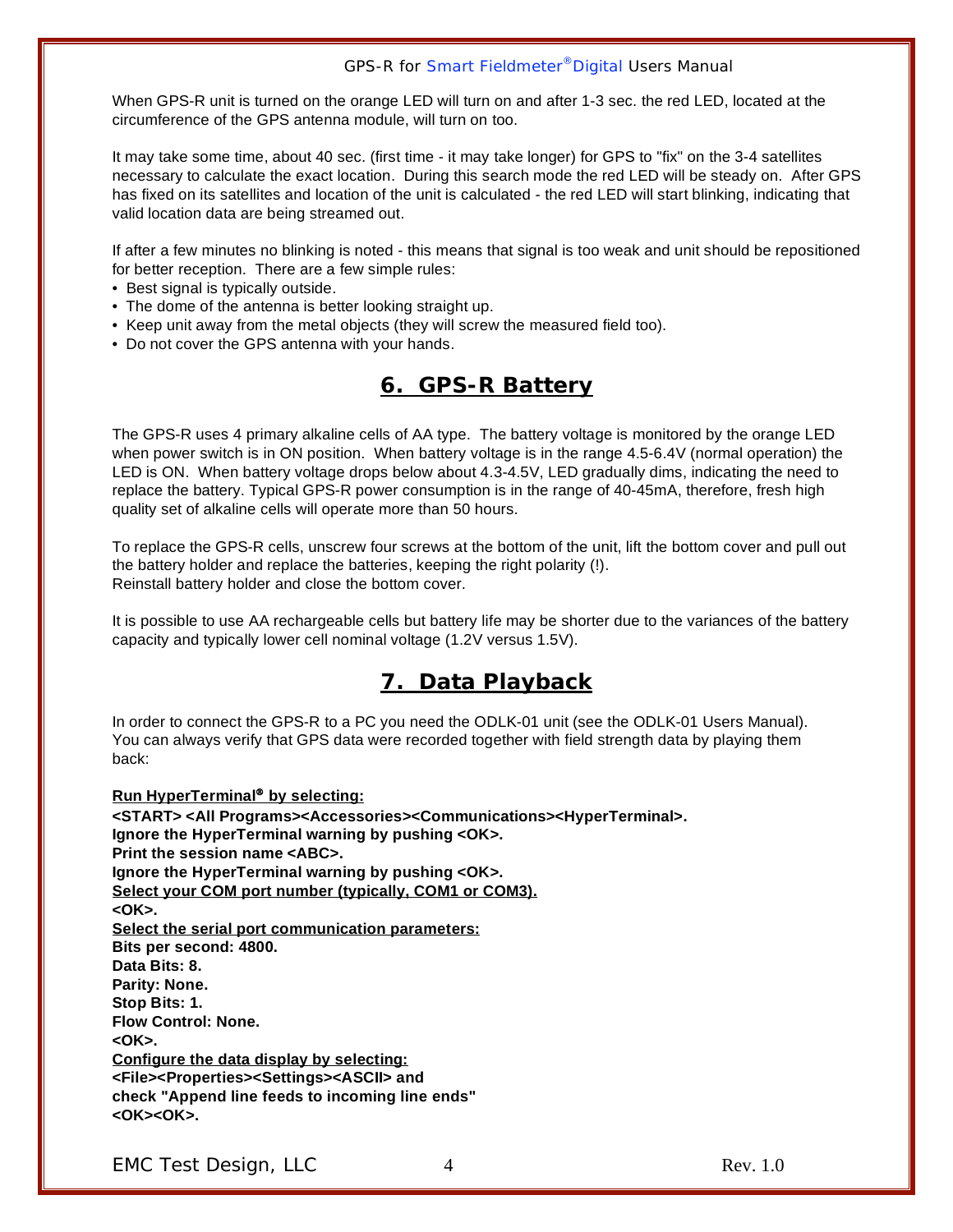When GPS-R unit is turned on the orange LED will turn on and after 1-3 sec. the red LED, located at the circumference of the GPS antenna module, will turn on too.

It may take some time, about 40 sec. (first time - it may take longer) for GPS to "fix" on the 3-4 satellites necessary to calculate the exact location. During this search mode the red LED will be steady on. After GPS has fixed on its satellites and location of the unit is calculated - the red LED will start blinking, indicating that valid location data are being streamed out.

If after a few minutes no blinking is noted - this means that signal is too weak and unit should be repositioned for better reception. There are a few simple rules:

- Best signal is typically outside.
- The dome of the antenna is better looking straight up.
- Keep unit away from the metal objects (they will screw the measured field too).
- Do not cover the GPS antenna with your hands.

## 6. GPS-R Battery

The GPS-R uses 4 primary alkaline cells of AA type. The battery voltage is monitored by the orange LED when power switch is in ON position. When battery voltage is in the range 4.5-6.4V (normal operation) the LED is ON. When battery voltage drops below about 4.3-4.5V, LED gradually dims, indicating the need to replace the battery. Typical GPS-R power consumption is in the range of 40-45mA, therefore, fresh high quality set of alkaline cells will operate more than 50 hours.

To replace the GPS-R cells, unscrew four screws at the bottom of the unit, lift the bottom cover and pull out the battery holder and replace the batteries, keeping the right polarity (!).
Reinstall battery holder and close the bottom cover.

It is possible to use AA rechargeable cells but battery life may be shorter due to the variances of the battery capacity and typically lower cell nominal voltage (1.2V versus 1.5V).

## 7. Data Playback

In order to connect the GPS-R to a PC you need the ODLK-01 unit (see the ODLK-01 Users Manual). You can always verify that GPS data were recorded together with field strength data by playing them back:

**Run HyperTerminal® by selecting:**
**<START> <All Programs><Accessories><Communications><HyperTerminal>.**
**Ignore the HyperTerminal warning by pushing <OK>.**
**Print the session name <ABC>.**
**Ignore the HyperTerminal warning by pushing <OK>.**
**Select your COM port number (typically, COM1 or COM3).**
**<OK>.**
**Select the serial port communication parameters:**
**Bits per second: 4800.**
**Data Bits: 8.**
**Parity: None.**
**Stop Bits: 1.**
**Flow Control: None.**
**<OK>.**
**Configure the data display by selecting:**
**<File><Properties><Settings><ASCII> and**
**check "Append line feeds to incoming line ends"**
**<OK><OK>.**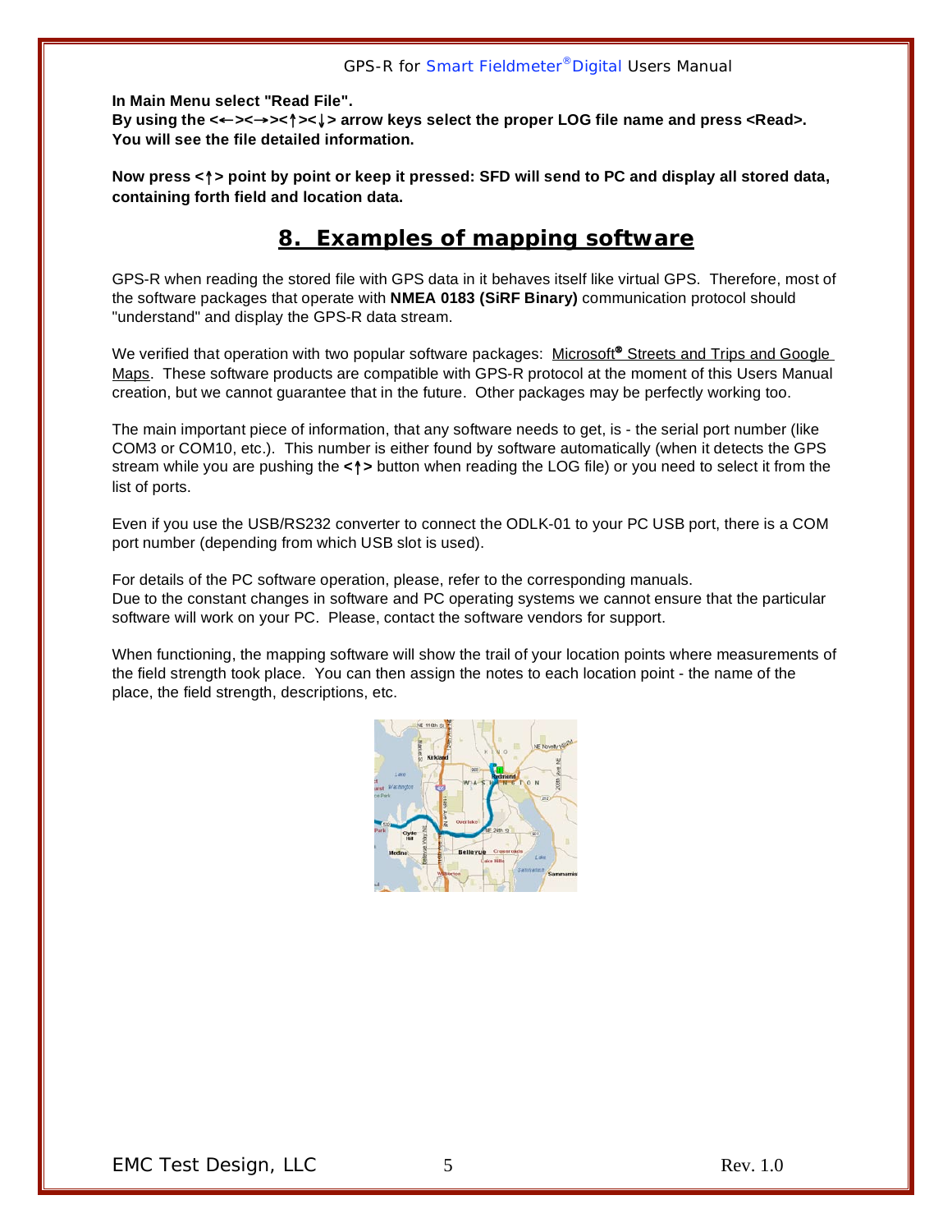**In Main Menu select "Read File".**
**By using the <←><→><↑><↓> arrow keys select the proper LOG file name and press <Read>.**
**You will see the file detailed information.**

**Now press <↑> point by point or keep it pressed: SFD will send to PC and display all stored data, containing forth field and location data.**

## 8. Examples of mapping software

GPS-R when reading the stored file with GPS data in it behaves itself like virtual GPS. Therefore, most of the software packages that operate with **NMEA 0183 (SiRF Binary)** communication protocol should "understand" and display the GPS-R data stream.

We verified that operation with two popular software packages: Microsoft® Streets and Trips and Google Maps. These software products are compatible with GPS-R protocol at the moment of this Users Manual creation, but we cannot guarantee that in the future. Other packages may be perfectly working too.

The main important piece of information, that any software needs to get, is - the serial port number (like COM3 or COM10, etc.). This number is either found by software automatically (when it detects the GPS stream while you are pushing the **<↑>** button when reading the LOG file) or you need to select it from the list of ports.

Even if you use the USB/RS232 converter to connect the ODLK-01 to your PC USB port, there is a COM port number (depending from which USB slot is used).

For details of the PC software operation, please, refer to the corresponding manuals.
Due to the constant changes in software and PC operating systems we cannot ensure that the particular software will work on your PC. Please, contact the software vendors for support.

When functioning, the mapping software will show the trail of your location points where measurements of the field strength took place. You can then assign the notes to each location point - the name of the place, the field strength, descriptions, etc.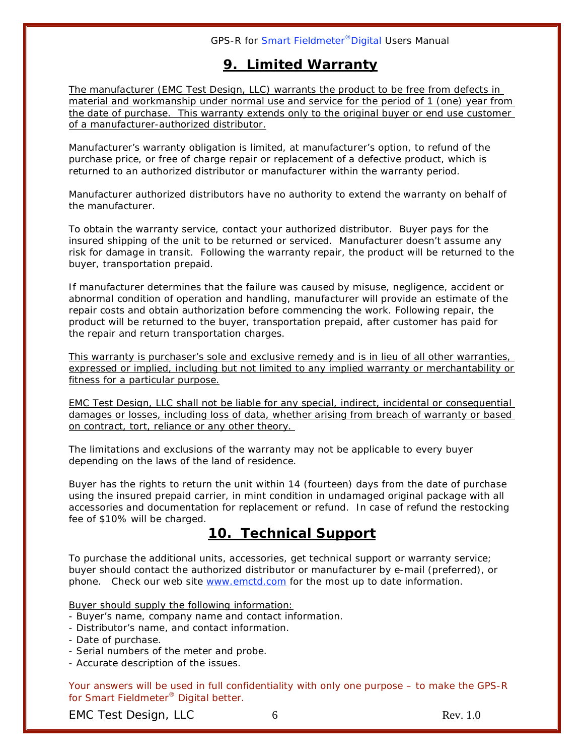## 9. Limited Warranty

The manufacturer (EMC Test Design, LLC) warrants the product to be free from defects in material and workmanship under normal use and service for the period of 1 (one) year from the date of purchase. This warranty extends only to the original buyer or end use customer of a manufacturer-authorized distributor.

Manufacturer's warranty obligation is limited, at manufacturer's option, to refund of the purchase price, or free of charge repair or replacement of a defective product, which is returned to an authorized distributor or manufacturer within the warranty period.

Manufacturer authorized distributors have no authority to extend the warranty on behalf of the manufacturer.

To obtain the warranty service, contact your authorized distributor. Buyer pays for the insured shipping of the unit to be returned or serviced. Manufacturer doesn't assume any risk for damage in transit. Following the warranty repair, the product will be returned to the buyer, transportation prepaid.

If manufacturer determines that the failure was caused by misuse, negligence, accident or abnormal condition of operation and handling, manufacturer will provide an estimate of the repair costs and obtain authorization before commencing the work. Following repair, the product will be returned to the buyer, transportation prepaid, after customer has paid for the repair and return transportation charges.

This warranty is purchaser's sole and exclusive remedy and is in lieu of all other warranties, expressed or implied, including but not limited to any implied warranty or merchantability or fitness for a particular purpose.

EMC Test Design, LLC shall not be liable for any special, indirect, incidental or consequential damages or losses, including loss of data, whether arising from breach of warranty or based on contract, tort, reliance or any other theory.

The limitations and exclusions of the warranty may not be applicable to every buyer depending on the laws of the land of residence.

Buyer has the rights to return the unit within 14 (fourteen) days from the date of purchase using the insured prepaid carrier, in mint condition in undamaged original package with all accessories and documentation for replacement or refund. In case of refund the restocking fee of $10% will be charged.

## 10. Technical Support

To purchase the additional units, accessories, get technical support or warranty service; buyer should contact the authorized distributor or manufacturer by e-mail (preferred), or phone. Check our web site www.emctd.com for the most up to date information.

Buyer should supply the following information:

- Buyer's name, company name and contact information.
- Distributor's name, and contact information.
- Date of purchase.
- Serial numbers of the meter and probe.
- Accurate description of the issues.

Your answers will be used in full confidentiality with only one purpose – to make the GPS-R for Smart Fieldmeter® Digital better.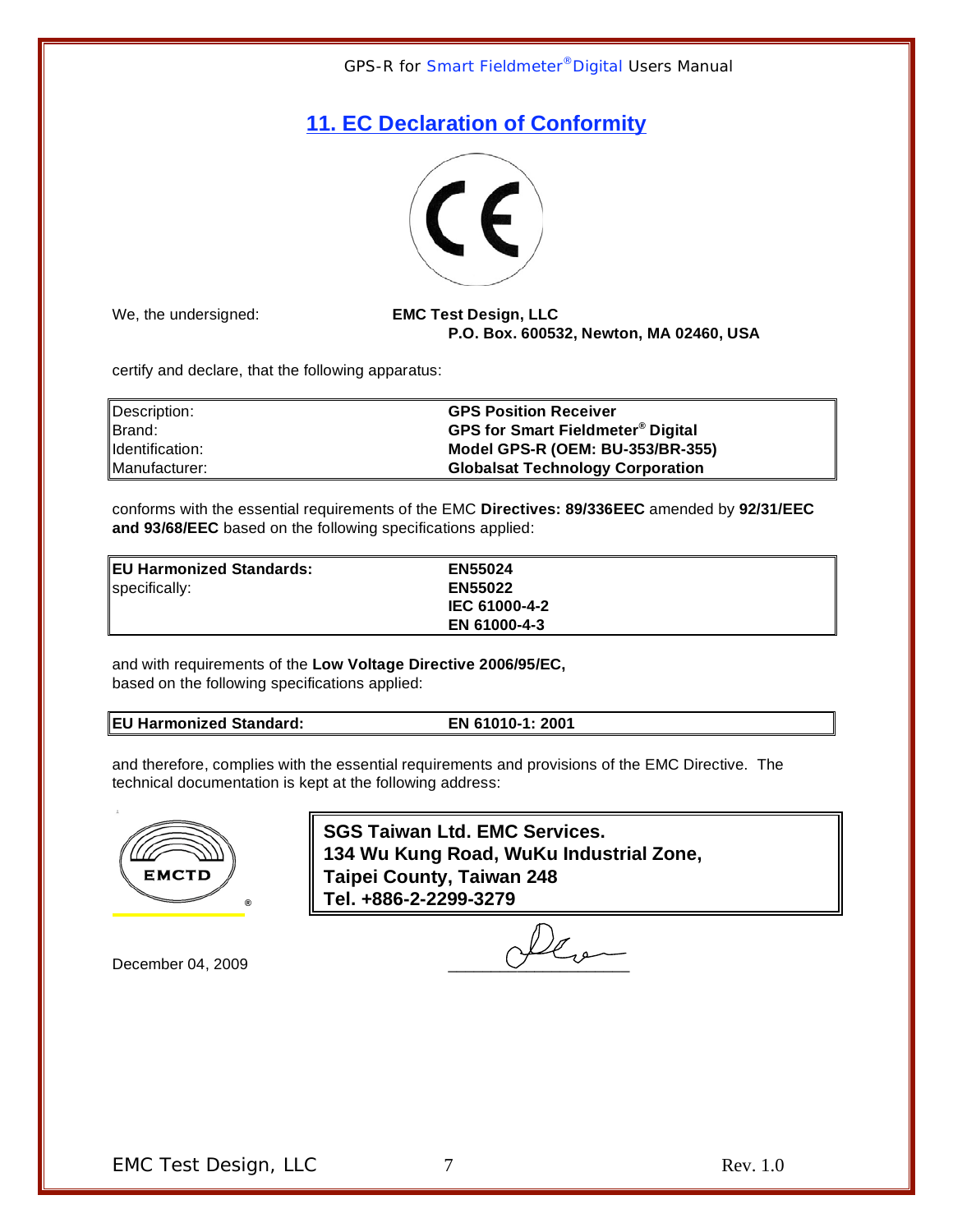## 11. EC Declaration of Conformity

We, the undersigned: **EMC Test Design, LLC**
**P.O. Box. 600532, Newton, MA 02460, USA**

certify and declare, that the following apparatus:

| | |
|---|---|
| Description: | **GPS Position Receiver** |
| Brand: | **GPS for Smart Fieldmeter® Digital** |
| Identification: | **Model GPS-R (OEM: BU-353/BR-355)** |
| Manufacturer: | **Globalsat Technology Corporation** |

conforms with the essential requirements of the EMC **Directives: 89/336EEC** amended by **92/31/EEC and 93/68/EEC** based on the following specifications applied:

| **EU Harmonized Standards:** | **EN55024** |
|---|---|
| specifically: | **EN55022** |
| | **IEC 61000-4-2** |
| | **EN 61000-4-3** |

and with requirements of the **Low Voltage Directive 2006/95/EC,**
based on the following specifications applied:

| **EU Harmonized Standard:** | **EN 61010-1: 2001** |
|---|---|

and therefore, complies with the essential requirements and provisions of the EMC Directive. The technical documentation is kept at the following address:

EMCTD®

**SGS Taiwan Ltd. EMC Services.**
**134 Wu Kung Road, WuKu Industrial Zone,**
**Taipei County, Taiwan 248**
**Tel. +886-2-2299-3279**

December 04, 2009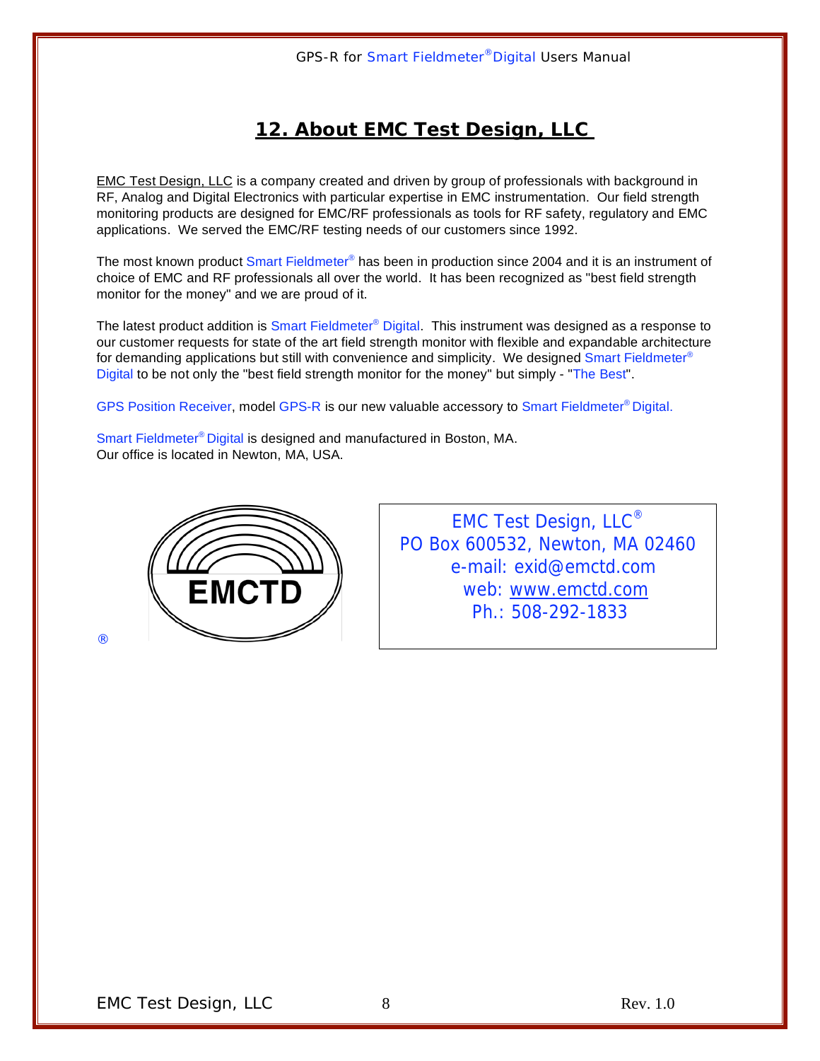# 12. About EMC Test Design, LLC

EMC Test Design, LLC is a company created and driven by group of professionals with background in RF, Analog and Digital Electronics with particular expertise in EMC instrumentation. Our field strength monitoring products are designed for EMC/RF professionals as tools for RF safety, regulatory and EMC applications. We served the EMC/RF testing needs of our customers since 1992.

The most known product Smart Fieldmeter® has been in production since 2004 and it is an instrument of choice of EMC and RF professionals all over the world. It has been recognized as "best field strength monitor for the money" and we are proud of it.

The latest product addition is Smart Fieldmeter® Digital. This instrument was designed as a response to our customer requests for state of the art field strength monitor with flexible and expandable architecture for demanding applications but still with convenience and simplicity. We designed Smart Fieldmeter® Digital to be not only the "best field strength monitor for the money" but simply - "The Best".

GPS Position Receiver, model GPS-R is our new valuable accessory to Smart Fieldmeter® Digital.

Smart Fieldmeter® Digital is designed and manufactured in Boston, MA.
Our office is located in Newton, MA, USA.

EMCTD ®

EMC Test Design, LLC®
PO Box 600532, Newton, MA 02460
e-mail: exid@emctd.com
web: www.emctd.com
Ph.: 508-292-1833